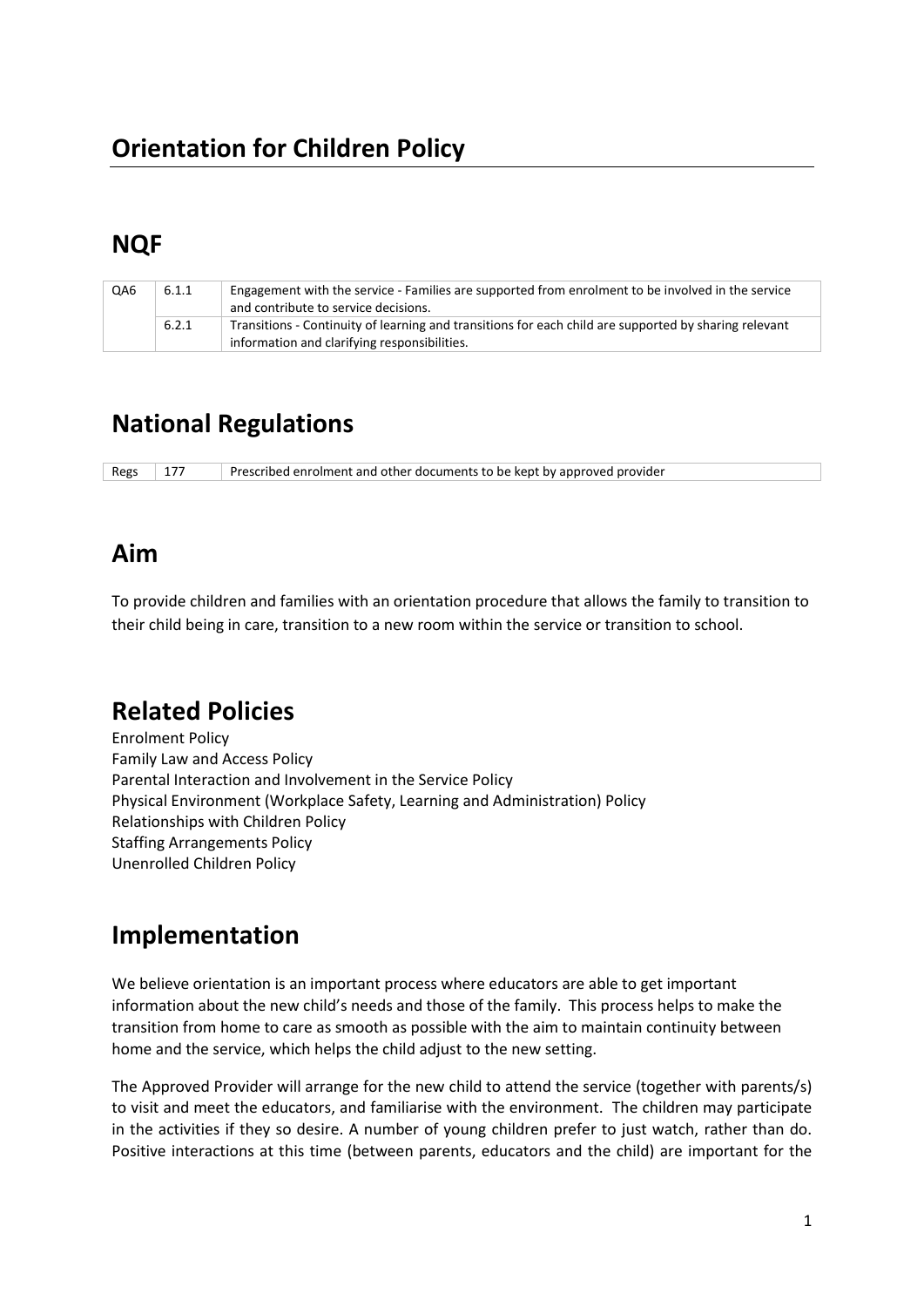# Orientation for Children Policy

## NQF

| | | |
|---|---|---|
| QA6 | 6.1.1 | Engagement with the service - Families are supported from enrolment to be involved in the service and contribute to service decisions. |
| | 6.2.1 | Transitions - Continuity of learning and transitions for each child are supported by sharing relevant information and clarifying responsibilities. |

## National Regulations

| | | |
|---|---|---|
| Regs | 177 | Prescribed enrolment and other documents to be kept by approved provider |

## Aim

To provide children and families with an orientation procedure that allows the family to transition to their child being in care, transition to a new room within the service or transition to school.

## Related Policies

Enrolment Policy
Family Law and Access Policy
Parental Interaction and Involvement in the Service Policy
Physical Environment (Workplace Safety, Learning and Administration) Policy
Relationships with Children Policy
Staffing Arrangements Policy
Unenrolled Children Policy

## Implementation

We believe orientation is an important process where educators are able to get important information about the new child's needs and those of the family. This process helps to make the transition from home to care as smooth as possible with the aim to maintain continuity between home and the service, which helps the child adjust to the new setting.

The Approved Provider will arrange for the new child to attend the service (together with parents/s) to visit and meet the educators, and familiarise with the environment. The children may participate in the activities if they so desire. A number of young children prefer to just watch, rather than do. Positive interactions at this time (between parents, educators and the child) are important for the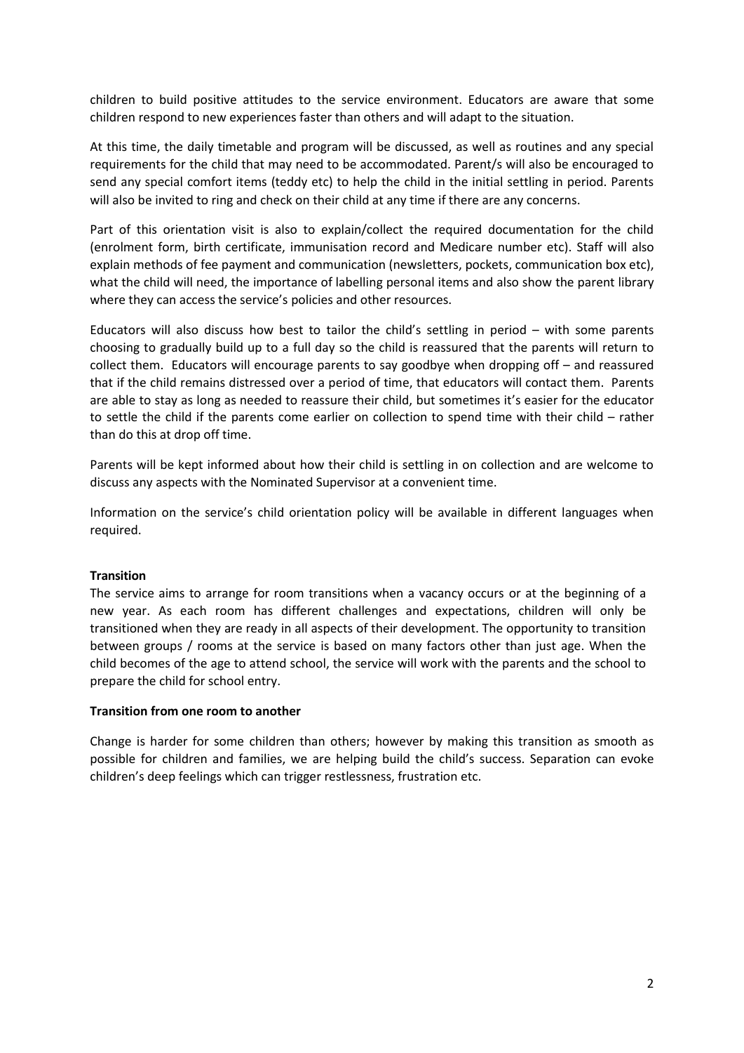children to build positive attitudes to the service environment. Educators are aware that some children respond to new experiences faster than others and will adapt to the situation.

At this time, the daily timetable and program will be discussed, as well as routines and any special requirements for the child that may need to be accommodated. Parent/s will also be encouraged to send any special comfort items (teddy etc) to help the child in the initial settling in period. Parents will also be invited to ring and check on their child at any time if there are any concerns.

Part of this orientation visit is also to explain/collect the required documentation for the child (enrolment form, birth certificate, immunisation record and Medicare number etc). Staff will also explain methods of fee payment and communication (newsletters, pockets, communication box etc), what the child will need, the importance of labelling personal items and also show the parent library where they can access the service's policies and other resources.

Educators will also discuss how best to tailor the child's settling in period – with some parents choosing to gradually build up to a full day so the child is reassured that the parents will return to collect them. Educators will encourage parents to say goodbye when dropping off – and reassured that if the child remains distressed over a period of time, that educators will contact them. Parents are able to stay as long as needed to reassure their child, but sometimes it's easier for the educator to settle the child if the parents come earlier on collection to spend time with their child – rather than do this at drop off time.

Parents will be kept informed about how their child is settling in on collection and are welcome to discuss any aspects with the Nominated Supervisor at a convenient time.

Information on the service's child orientation policy will be available in different languages when required.

**Transition**

The service aims to arrange for room transitions when a vacancy occurs or at the beginning of a new year. As each room has different challenges and expectations, children will only be transitioned when they are ready in all aspects of their development. The opportunity to transition between groups / rooms at the service is based on many factors other than just age. When the child becomes of the age to attend school, the service will work with the parents and the school to prepare the child for school entry.

**Transition from one room to another**

Change is harder for some children than others; however by making this transition as smooth as possible for children and families, we are helping build the child's success. Separation can evoke children's deep feelings which can trigger restlessness, frustration etc.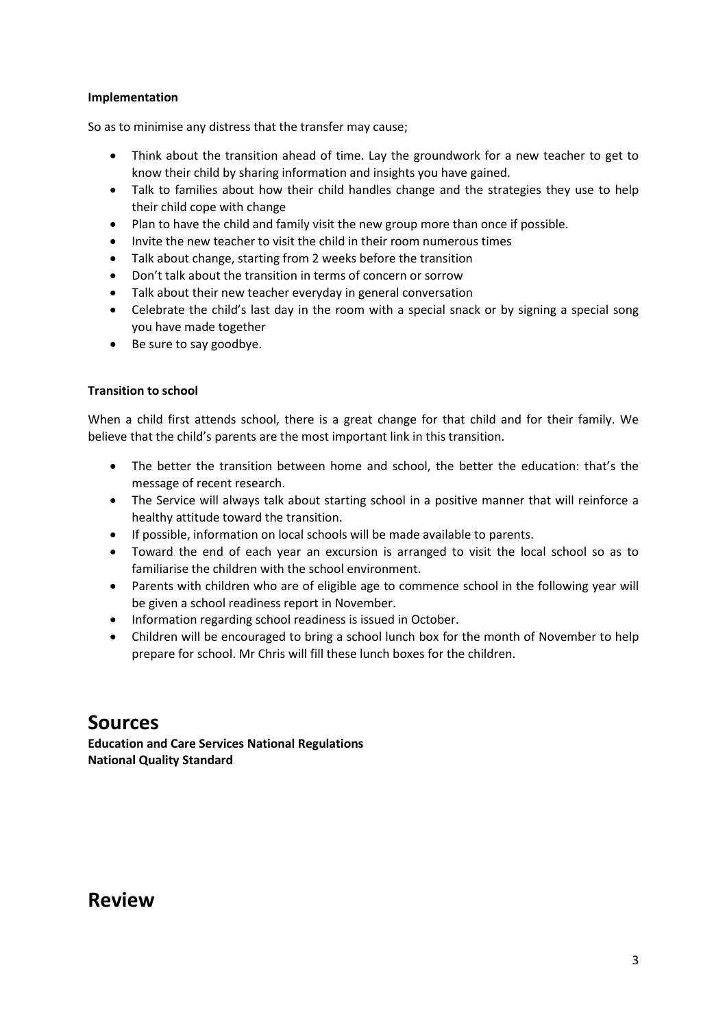**Implementation**

So as to minimise any distress that the transfer may cause;

- Think about the transition ahead of time. Lay the groundwork for a new teacher to get to know their child by sharing information and insights you have gained.
- Talk to families about how their child handles change and the strategies they use to help their child cope with change
- Plan to have the child and family visit the new group more than once if possible.
- Invite the new teacher to visit the child in their room numerous times
- Talk about change, starting from 2 weeks before the transition
- Don't talk about the transition in terms of concern or sorrow
- Talk about their new teacher everyday in general conversation
- Celebrate the child's last day in the room with a special snack or by signing a special song you have made together
- Be sure to say goodbye.

**Transition to school**

When a child first attends school, there is a great change for that child and for their family. We believe that the child's parents are the most important link in this transition.

- The better the transition between home and school, the better the education: that's the message of recent research.
- The Service will always talk about starting school in a positive manner that will reinforce a healthy attitude toward the transition.
- If possible, information on local schools will be made available to parents.
- Toward the end of each year an excursion is arranged to visit the local school so as to familiarise the children with the school environment.
- Parents with children who are of eligible age to commence school in the following year will be given a school readiness report in November.
- Information regarding school readiness is issued in October.
- Children will be encouraged to bring a school lunch box for the month of November to help prepare for school. Mr Chris will fill these lunch boxes for the children.

# Sources

**Education and Care Services National Regulations**
**National Quality Standard**

# Review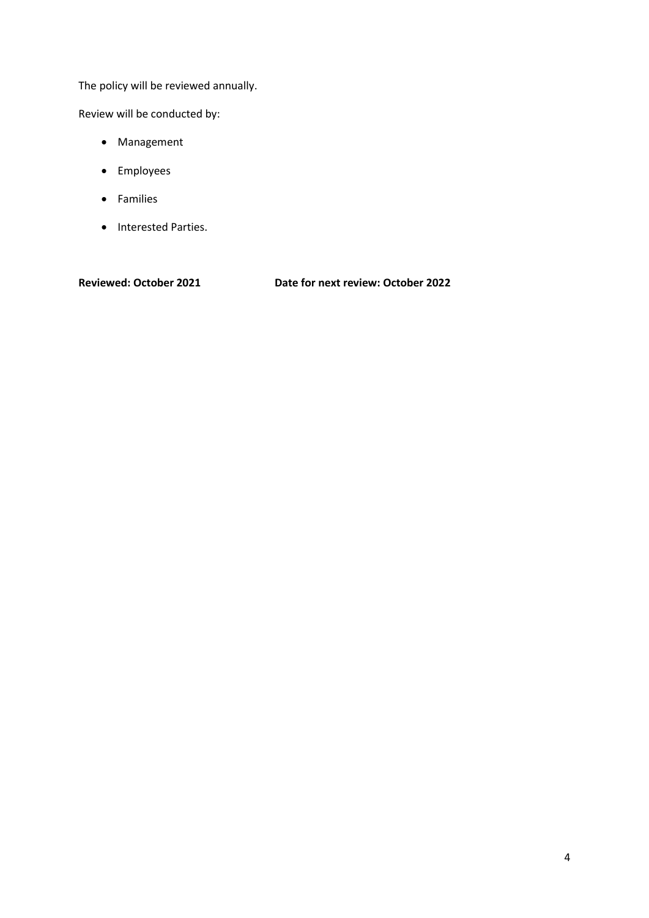The policy will be reviewed annually.

Review will be conducted by:

- Management
- Employees
- Families
- Interested Parties.

**Reviewed: October 2021** **Date for next review: October 2022**